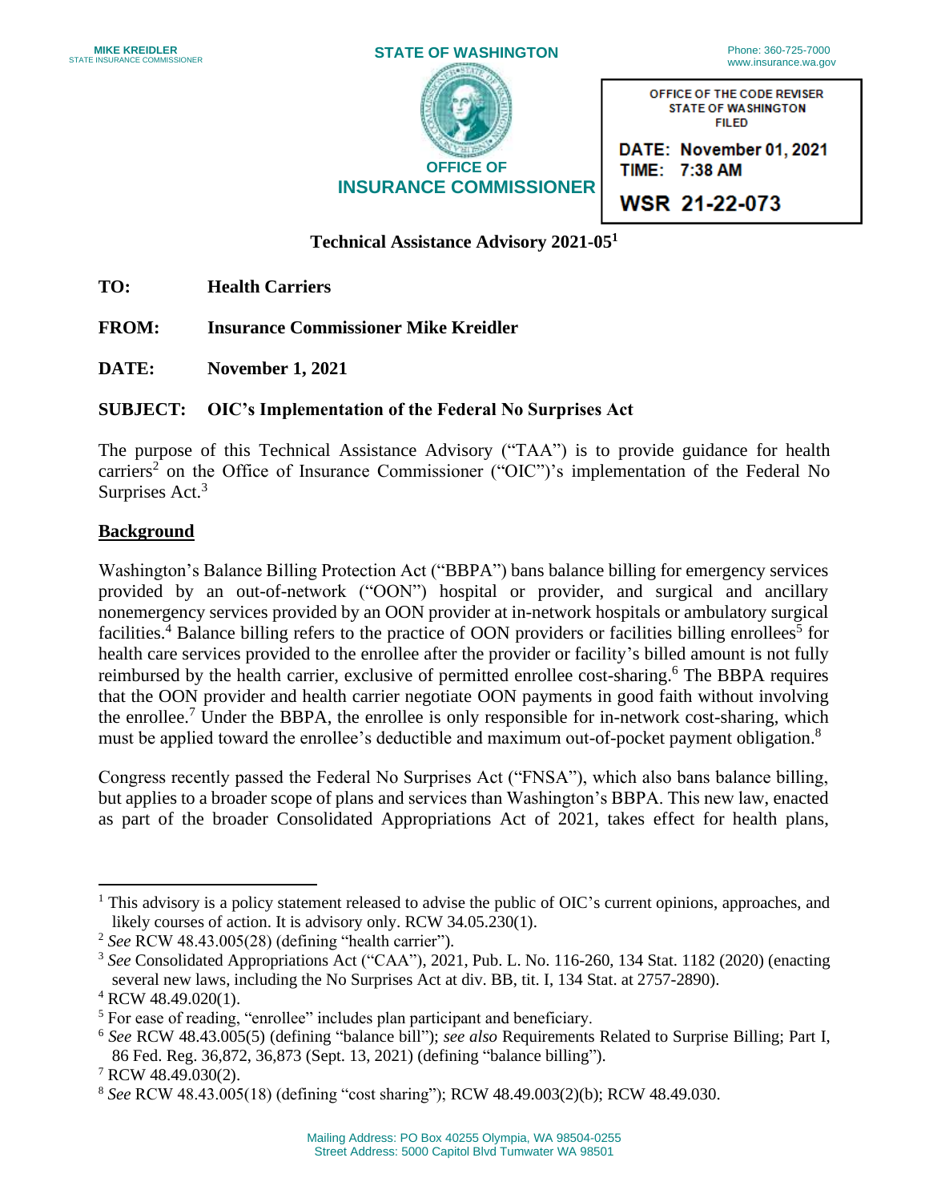MIKE KREIDLER
STATE INSURANCE COMMISSIONER

STATE OF WASHINGTON

Phone: 360-725-7000
www.insurance.wa.gov

OFFICE OF
INSURANCE COMMISSIONER

OFFICE OF THE CODE REVISER
STATE OF WASHINGTON
FILED

DATE: November 01, 2021
TIME: 7:38 AM

WSR 21-22-073

## Technical Assistance Advisory 2021-05[1]

**TO:** **Health Carriers**

**FROM:** **Insurance Commissioner Mike Kreidler**

**DATE:** **November 1, 2021**

**SUBJECT:** **OIC's Implementation of the Federal No Surprises Act**

The purpose of this Technical Assistance Advisory ("TAA") is to provide guidance for health carriers[2] on the Office of Insurance Commissioner ("OIC")'s implementation of the Federal No Surprises Act.[3]

### Background

Washington's Balance Billing Protection Act ("BBPA") bans balance billing for emergency services provided by an out-of-network ("OON") hospital or provider, and surgical and ancillary nonemergency services provided by an OON provider at in-network hospitals or ambulatory surgical facilities.[4] Balance billing refers to the practice of OON providers or facilities billing enrollees[5] for health care services provided to the enrollee after the provider or facility's billed amount is not fully reimbursed by the health carrier, exclusive of permitted enrollee cost-sharing.[6] The BBPA requires that the OON provider and health carrier negotiate OON payments in good faith without involving the enrollee.[7] Under the BBPA, the enrollee is only responsible for in-network cost-sharing, which must be applied toward the enrollee's deductible and maximum out-of-pocket payment obligation.[8]

Congress recently passed the Federal No Surprises Act ("FNSA"), which also bans balance billing, but applies to a broader scope of plans and services than Washington's BBPA. This new law, enacted as part of the broader Consolidated Appropriations Act of 2021, takes effect for health plans,

---

[1] This advisory is a policy statement released to advise the public of OIC's current opinions, approaches, and likely courses of action. It is advisory only. RCW 34.05.230(1).

[2] *See* RCW 48.43.005(28) (defining "health carrier").

[3] *See* Consolidated Appropriations Act ("CAA"), 2021, Pub. L. No. 116-260, 134 Stat. 1182 (2020) (enacting several new laws, including the No Surprises Act at div. BB, tit. I, 134 Stat. at 2757-2890).

[4] RCW 48.49.020(1).

[5] For ease of reading, "enrollee" includes plan participant and beneficiary.

[6] *See* RCW 48.43.005(5) (defining "balance bill"); *see also* Requirements Related to Surprise Billing; Part I, 86 Fed. Reg. 36,872, 36,873 (Sept. 13, 2021) (defining "balance billing").

[7] RCW 48.49.030(2).

[8] *See* RCW 48.43.005(18) (defining "cost sharing"); RCW 48.49.003(2)(b); RCW 48.49.030.

Mailing Address: PO Box 40255 Olympia, WA 98504-0255
Street Address: 5000 Capitol Blvd Tumwater WA 98501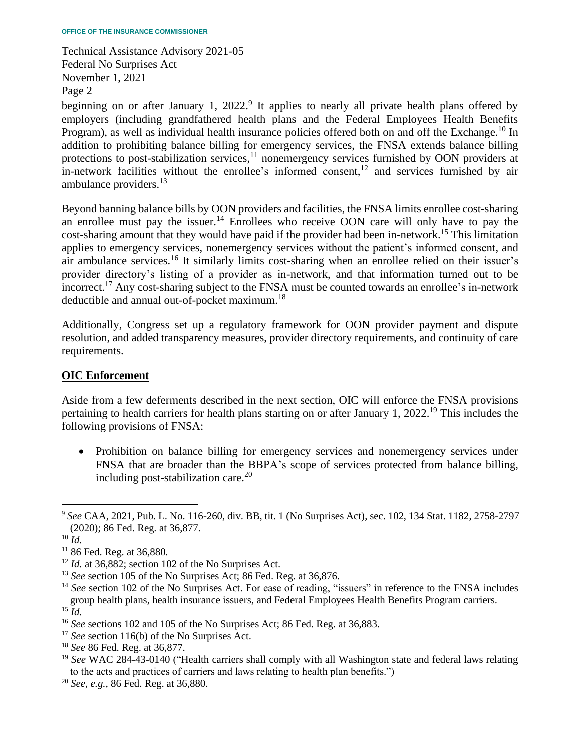beginning on or after January 1, 2022.[9] It applies to nearly all private health plans offered by employers (including grandfathered health plans and the Federal Employees Health Benefits Program), as well as individual health insurance policies offered both on and off the Exchange.[10] In addition to prohibiting balance billing for emergency services, the FNSA extends balance billing protections to post-stabilization services,[11] nonemergency services furnished by OON providers at in-network facilities without the enrollee's informed consent,[12] and services furnished by air ambulance providers.[13]

Beyond banning balance bills by OON providers and facilities, the FNSA limits enrollee cost-sharing an enrollee must pay the issuer.[14] Enrollees who receive OON care will only have to pay the cost-sharing amount that they would have paid if the provider had been in-network.[15] This limitation applies to emergency services, nonemergency services without the patient's informed consent, and air ambulance services.[16] It similarly limits cost-sharing when an enrollee relied on their issuer's provider directory's listing of a provider as in-network, and that information turned out to be incorrect.[17] Any cost-sharing subject to the FNSA must be counted towards an enrollee's in-network deductible and annual out-of-pocket maximum.[18]

Additionally, Congress set up a regulatory framework for OON provider payment and dispute resolution, and added transparency measures, provider directory requirements, and continuity of care requirements.

**OIC Enforcement**

Aside from a few deferments described in the next section, OIC will enforce the FNSA provisions pertaining to health carriers for health plans starting on or after January 1, 2022.[19] This includes the following provisions of FNSA:

- Prohibition on balance billing for emergency services and nonemergency services under FNSA that are broader than the BBPA's scope of services protected from balance billing, including post-stabilization care.[20]

---

[9] *See* CAA, 2021, Pub. L. No. 116-260, div. BB, tit. 1 (No Surprises Act), sec. 102, 134 Stat. 1182, 2758-2797 (2020); 86 Fed. Reg. at 36,877.

[10] *Id.*

[11] 86 Fed. Reg. at 36,880.

[12] *Id.* at 36,882; section 102 of the No Surprises Act.

[13] *See* section 105 of the No Surprises Act; 86 Fed. Reg. at 36,876.

[14] *See* section 102 of the No Surprises Act. For ease of reading, "issuers" in reference to the FNSA includes group health plans, health insurance issuers, and Federal Employees Health Benefits Program carriers.

[15] *Id.*

[16] *See* sections 102 and 105 of the No Surprises Act; 86 Fed. Reg. at 36,883.

[17] *See* section 116(b) of the No Surprises Act.

[18] *See* 86 Fed. Reg. at 36,877.

[19] *See* WAC 284-43-0140 ("Health carriers shall comply with all Washington state and federal laws relating to the acts and practices of carriers and laws relating to health plan benefits.")

[20] *See, e.g.*, 86 Fed. Reg. at 36,880.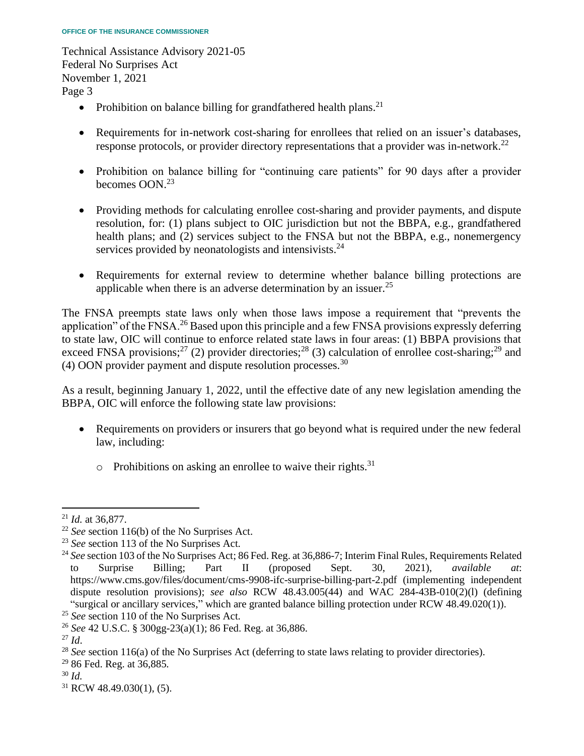- Prohibition on balance billing for grandfathered health plans.[21]

- Requirements for in-network cost-sharing for enrollees that relied on an issuer's databases, response protocols, or provider directory representations that a provider was in-network.[22]

- Prohibition on balance billing for "continuing care patients" for 90 days after a provider becomes OON.[23]

- Providing methods for calculating enrollee cost-sharing and provider payments, and dispute resolution, for: (1) plans subject to OIC jurisdiction but not the BBPA, e.g., grandfathered health plans; and (2) services subject to the FNSA but not the BBPA, e.g., nonemergency services provided by neonatologists and intensivists.[24]

- Requirements for external review to determine whether balance billing protections are applicable when there is an adverse determination by an issuer.[25]

The FNSA preempts state laws only when those laws impose a requirement that "prevents the application" of the FNSA.[26] Based upon this principle and a few FNSA provisions expressly deferring to state law, OIC will continue to enforce related state laws in four areas: (1) BBPA provisions that exceed FNSA provisions;[27] (2) provider directories;[28] (3) calculation of enrollee cost-sharing;[29] and (4) OON provider payment and dispute resolution processes.[30]

As a result, beginning January 1, 2022, until the effective date of any new legislation amending the BBPA, OIC will enforce the following state law provisions:

- Requirements on providers or insurers that go beyond what is required under the new federal law, including:
    - Prohibitions on asking an enrollee to waive their rights.[31]

---

[21] *Id.* at 36,877.

[22] *See* section 116(b) of the No Surprises Act.

[23] *See* section 113 of the No Surprises Act.

[24] *See* section 103 of the No Surprises Act; 86 Fed. Reg. at 36,886-7; Interim Final Rules, Requirements Related to Surprise Billing; Part II (proposed Sept. 30, 2021), *available at*: https://www.cms.gov/files/document/cms-9908-ifc-surprise-billing-part-2.pdf (implementing independent dispute resolution provisions); *see also* RCW 48.43.005(44) and WAC 284-43B-010(2)(l) (defining "surgical or ancillary services," which are granted balance billing protection under RCW 48.49.020(1)).

[25] *See* section 110 of the No Surprises Act.

[26] *See* 42 U.S.C. § 300gg-23(a)(1); 86 Fed. Reg. at 36,886.

[27] *Id*.

[28] *See* section 116(a) of the No Surprises Act (deferring to state laws relating to provider directories).

[29] 86 Fed. Reg. at 36,885.

[30] *Id.*

[31] RCW 48.49.030(1), (5).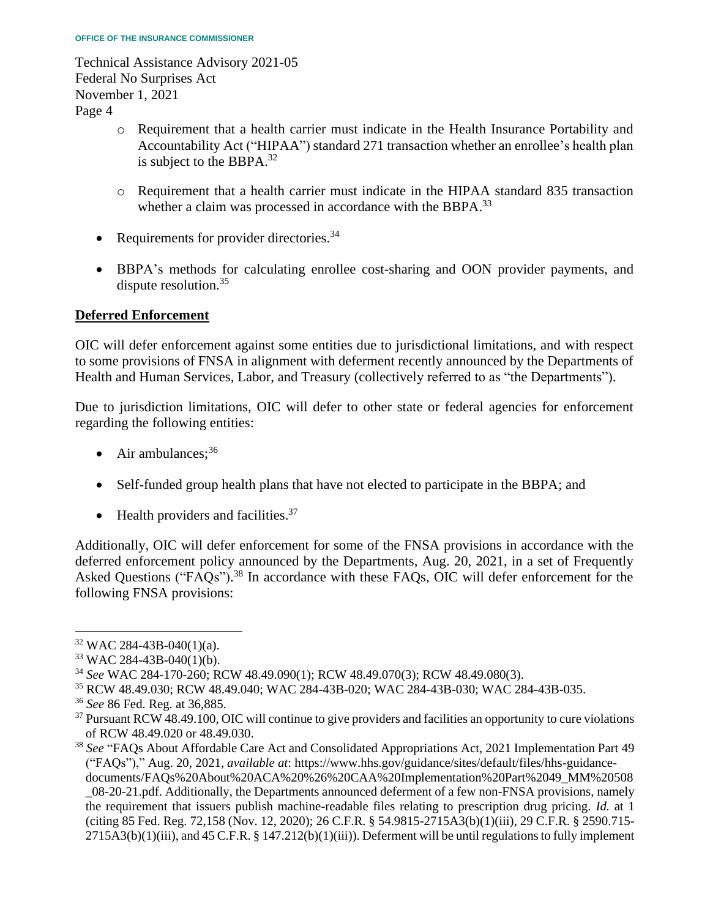- Requirement that a health carrier must indicate in the Health Insurance Portability and Accountability Act ("HIPAA") standard 271 transaction whether an enrollee's health plan is subject to the BBPA.[32]

  - Requirement that a health carrier must indicate in the HIPAA standard 835 transaction whether a claim was processed in accordance with the BBPA.[33]

- Requirements for provider directories.[34]

- BBPA's methods for calculating enrollee cost-sharing and OON provider payments, and dispute resolution.[35]

**Deferred Enforcement**

OIC will defer enforcement against some entities due to jurisdictional limitations, and with respect to some provisions of FNSA in alignment with deferment recently announced by the Departments of Health and Human Services, Labor, and Treasury (collectively referred to as "the Departments").

Due to jurisdiction limitations, OIC will defer to other state or federal agencies for enforcement regarding the following entities:

- Air ambulances;[36]

- Self-funded group health plans that have not elected to participate in the BBPA; and

- Health providers and facilities.[37]

Additionally, OIC will defer enforcement for some of the FNSA provisions in accordance with the deferred enforcement policy announced by the Departments, Aug. 20, 2021, in a set of Frequently Asked Questions ("FAQs").[38] In accordance with these FAQs, OIC will defer enforcement for the following FNSA provisions:

---

[32] WAC 284-43B-040(1)(a).

[33] WAC 284-43B-040(1)(b).

[34] *See* WAC 284-170-260; RCW 48.49.090(1); RCW 48.49.070(3); RCW 48.49.080(3).

[35] RCW 48.49.030; RCW 48.49.040; WAC 284-43B-020; WAC 284-43B-030; WAC 284-43B-035.

[36] *See* 86 Fed. Reg. at 36,885.

[37] Pursuant RCW 48.49.100, OIC will continue to give providers and facilities an opportunity to cure violations of RCW 48.49.020 or 48.49.030.

[38] *See* "FAQs About Affordable Care Act and Consolidated Appropriations Act, 2021 Implementation Part 49 ("FAQs")," Aug. 20, 2021, *available at*: https://www.hhs.gov/guidance/sites/default/files/hhs-guidance-documents/FAQs%20About%20ACA%20%26%20CAA%20Implementation%20Part%2049_MM%20508_08-20-21.pdf. Additionally, the Departments announced deferment of a few non-FNSA provisions, namely the requirement that issuers publish machine-readable files relating to prescription drug pricing. *Id.* at 1 (citing 85 Fed. Reg. 72,158 (Nov. 12, 2020); 26 C.F.R. § 54.9815-2715A3(b)(1)(iii), 29 C.F.R. § 2590.715-2715A3(b)(1)(iii), and 45 C.F.R. § 147.212(b)(1)(iii)). Deferment will be until regulations to fully implement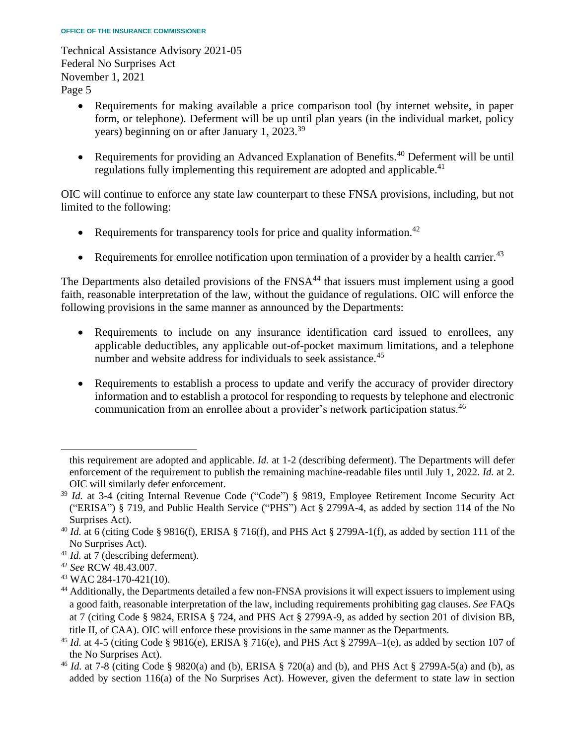- Requirements for making available a price comparison tool (by internet website, in paper form, or telephone). Deferment will be up until plan years (in the individual market, policy years) beginning on or after January 1, 2023.[39]

- Requirements for providing an Advanced Explanation of Benefits.[40] Deferment will be until regulations fully implementing this requirement are adopted and applicable.[41]

OIC will continue to enforce any state law counterpart to these FNSA provisions, including, but not limited to the following:

- Requirements for transparency tools for price and quality information.[42]

- Requirements for enrollee notification upon termination of a provider by a health carrier.[43]

The Departments also detailed provisions of the FNSA[44] that issuers must implement using a good faith, reasonable interpretation of the law, without the guidance of regulations. OIC will enforce the following provisions in the same manner as announced by the Departments:

- Requirements to include on any insurance identification card issued to enrollees, any applicable deductibles, any applicable out-of-pocket maximum limitations, and a telephone number and website address for individuals to seek assistance.[45]

- Requirements to establish a process to update and verify the accuracy of provider directory information and to establish a protocol for responding to requests by telephone and electronic communication from an enrollee about a provider's network participation status.[46]

---

this requirement are adopted and applicable. *Id.* at 1-2 (describing deferment). The Departments will defer enforcement of the requirement to publish the remaining machine-readable files until July 1, 2022. *Id.* at 2. OIC will similarly defer enforcement.

[39] *Id.* at 3-4 (citing Internal Revenue Code ("Code") § 9819, Employee Retirement Income Security Act ("ERISA") § 719, and Public Health Service ("PHS") Act § 2799A-4, as added by section 114 of the No Surprises Act).

[40] *Id.* at 6 (citing Code § 9816(f), ERISA § 716(f), and PHS Act § 2799A-1(f), as added by section 111 of the No Surprises Act).

[41] *Id.* at 7 (describing deferment).

[42] *See* RCW 48.43.007.

[43] WAC 284-170-421(10).

[44] Additionally, the Departments detailed a few non-FNSA provisions it will expect issuers to implement using a good faith, reasonable interpretation of the law, including requirements prohibiting gag clauses. *See* FAQs at 7 (citing Code § 9824, ERISA § 724, and PHS Act § 2799A-9, as added by section 201 of division BB, title II, of CAA). OIC will enforce these provisions in the same manner as the Departments.

[45] *Id.* at 4-5 (citing Code § 9816(e), ERISA § 716(e), and PHS Act § 2799A–1(e), as added by section 107 of the No Surprises Act).

[46] *Id.* at 7-8 (citing Code § 9820(a) and (b), ERISA § 720(a) and (b), and PHS Act § 2799A-5(a) and (b), as added by section 116(a) of the No Surprises Act). However, given the deferment to state law in section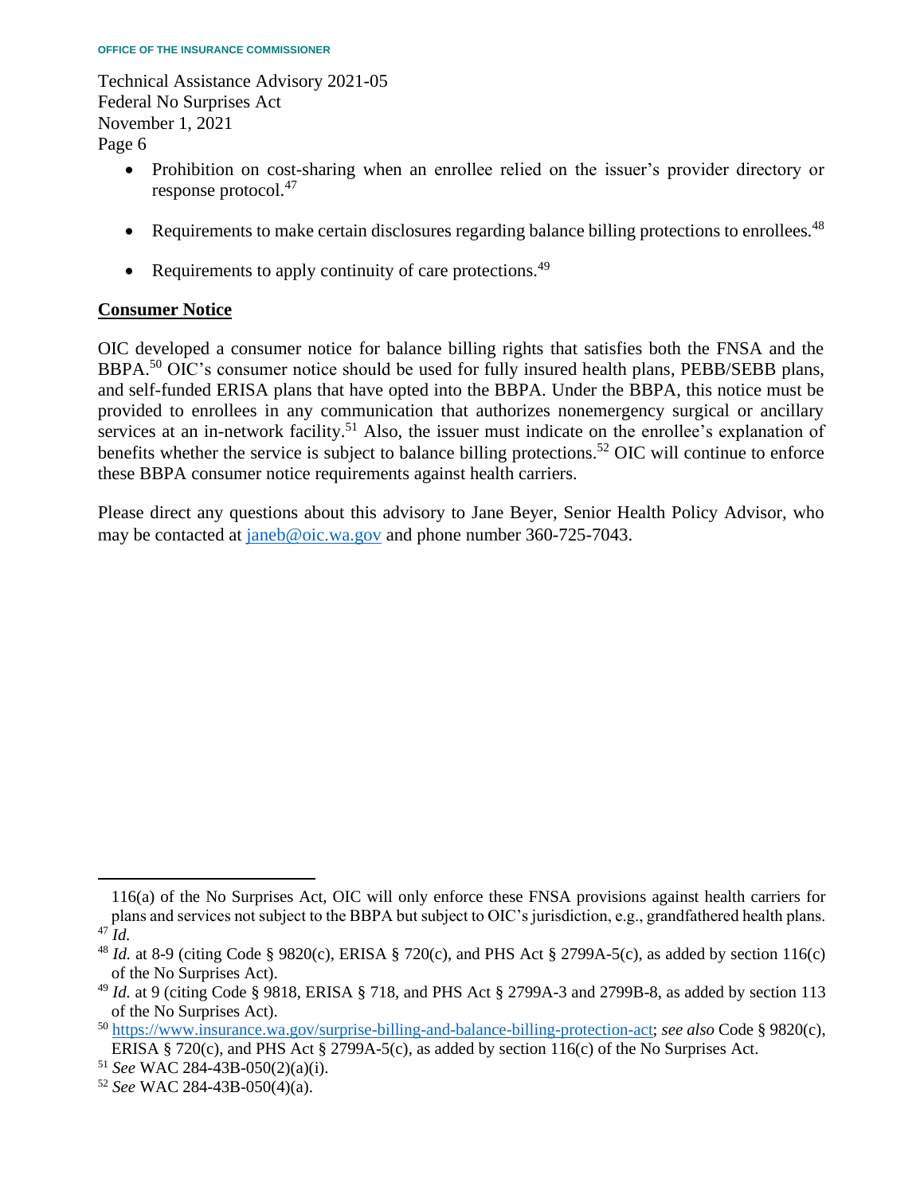- Prohibition on cost-sharing when an enrollee relied on the issuer's provider directory or response protocol.[47]

- Requirements to make certain disclosures regarding balance billing protections to enrollees.[48]

- Requirements to apply continuity of care protections.[49]

## **Consumer Notice**

OIC developed a consumer notice for balance billing rights that satisfies both the FNSA and the BBPA.[50] OIC's consumer notice should be used for fully insured health plans, PEBB/SEBB plans, and self-funded ERISA plans that have opted into the BBPA. Under the BBPA, this notice must be provided to enrollees in any communication that authorizes nonemergency surgical or ancillary services at an in-network facility.[51] Also, the issuer must indicate on the enrollee's explanation of benefits whether the service is subject to balance billing protections.[52] OIC will continue to enforce these BBPA consumer notice requirements against health carriers.

Please direct any questions about this advisory to Jane Beyer, Senior Health Policy Advisor, who may be contacted at janeb@oic.wa.gov and phone number 360-725-7043.

---

116(a) of the No Surprises Act, OIC will only enforce these FNSA provisions against health carriers for plans and services not subject to the BBPA but subject to OIC's jurisdiction, e.g., grandfathered health plans.

[47] *Id.*

[48] *Id.* at 8-9 (citing Code § 9820(c), ERISA § 720(c), and PHS Act § 2799A-5(c), as added by section 116(c) of the No Surprises Act).

[49] *Id.* at 9 (citing Code § 9818, ERISA § 718, and PHS Act § 2799A-3 and 2799B-8, as added by section 113 of the No Surprises Act).

[50] https://www.insurance.wa.gov/surprise-billing-and-balance-billing-protection-act; *see also* Code § 9820(c), ERISA § 720(c), and PHS Act § 2799A-5(c), as added by section 116(c) of the No Surprises Act.

[51] *See* WAC 284-43B-050(2)(a)(i).

[52] *See* WAC 284-43B-050(4)(a).